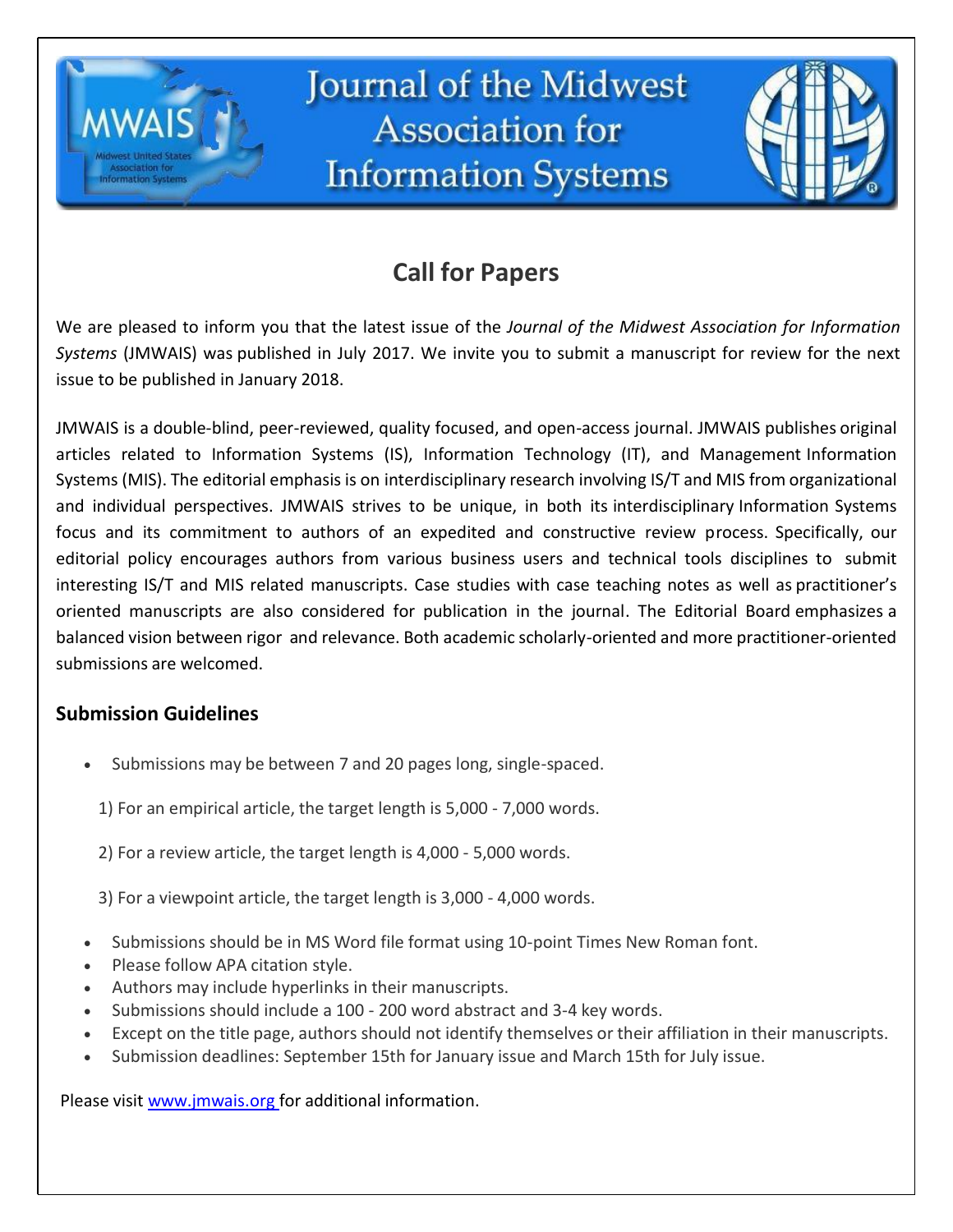# Journal of the Midwest Association for Information Systems

## Call for Papers

We are pleased to inform you that the latest issue of the *Journal of the Midwest Association for Information Systems* (JMWAIS) was published in July 2017. We invite you to submit a manuscript for review for the next issue to be published in January 2018.

JMWAIS is a double-blind, peer-reviewed, quality focused, and open-access journal. JMWAIS publishes original articles related to Information Systems (IS), Information Technology (IT), and Management Information Systems (MIS). The editorial emphasis is on interdisciplinary research involving IS/T and MIS from organizational and individual perspectives. JMWAIS strives to be unique, in both its interdisciplinary Information Systems focus and its commitment to authors of an expedited and constructive review process. Specifically, our editorial policy encourages authors from various business users and technical tools disciplines to submit interesting IS/T and MIS related manuscripts. Case studies with case teaching notes as well as practitioner's oriented manuscripts are also considered for publication in the journal. The Editorial Board emphasizes a balanced vision between rigor and relevance. Both academic scholarly-oriented and more practitioner-oriented submissions are welcomed.

### Submission Guidelines

- Submissions may be between 7 and 20 pages long, single-spaced.

  1) For an empirical article, the target length is 5,000 - 7,000 words.

  2) For a review article, the target length is 4,000 - 5,000 words.

  3) For a viewpoint article, the target length is 3,000 - 4,000 words.

- Submissions should be in MS Word file format using 10-point Times New Roman font.
- Please follow APA citation style.
- Authors may include hyperlinks in their manuscripts.
- Submissions should include a 100 - 200 word abstract and 3-4 key words.
- Except on the title page, authors should not identify themselves or their affiliation in their manuscripts.
- Submission deadlines: September 15th for January issue and March 15th for July issue.

Please visit [www.jmwais.org](http://www.jmwais.org) for additional information.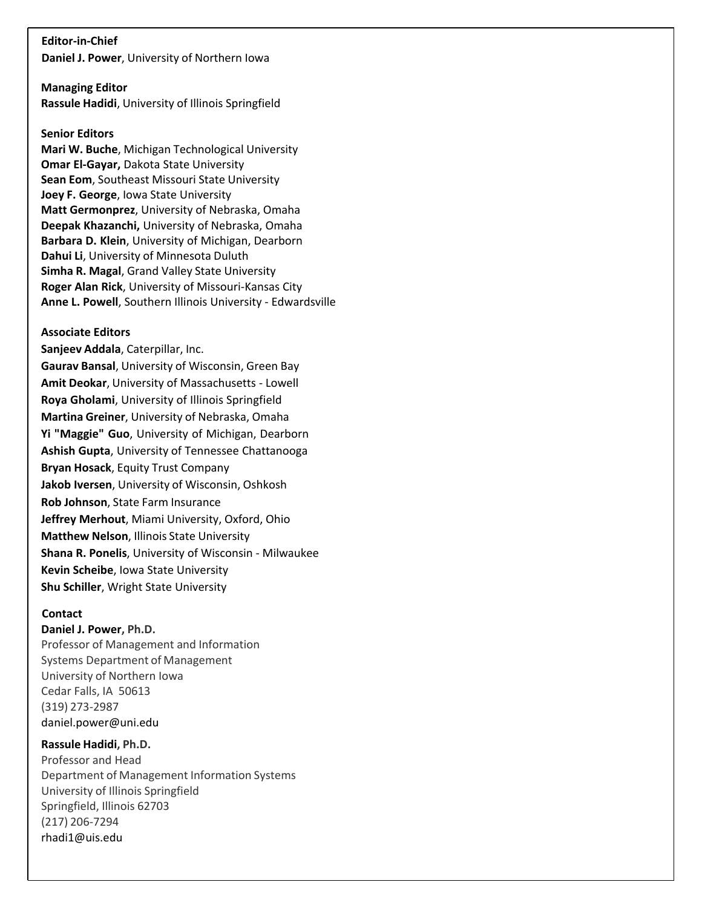**Editor-in-Chief**
**Daniel J. Power**, University of Northern Iowa

**Managing Editor**
**Rassule Hadidi**, University of Illinois Springfield

**Senior Editors**
**Mari W. Buche**, Michigan Technological University
**Omar El-Gayar,** Dakota State University
**Sean Eom**, Southeast Missouri State University
**Joey F. George**, Iowa State University
**Matt Germonprez**, University of Nebraska, Omaha
**Deepak Khazanchi,** University of Nebraska, Omaha
**Barbara D. Klein**, University of Michigan, Dearborn
**Dahui Li**, University of Minnesota Duluth
**Simha R. Magal**, Grand Valley State University
**Roger Alan Rick**, University of Missouri-Kansas City
**Anne L. Powell**, Southern Illinois University - Edwardsville

**Associate Editors**
**Sanjeev Addala**, Caterpillar, Inc.
**Gaurav Bansal**, University of Wisconsin, Green Bay
**Amit Deokar**, University of Massachusetts - Lowell
**Roya Gholami**, University of Illinois Springfield
**Martina Greiner**, University of Nebraska, Omaha
**Yi "Maggie" Guo**, University of Michigan, Dearborn
**Ashish Gupta**, University of Tennessee Chattanooga
**Bryan Hosack**, Equity Trust Company
**Jakob Iversen**, University of Wisconsin, Oshkosh
**Rob Johnson**, State Farm Insurance
**Jeffrey Merhout**, Miami University, Oxford, Ohio
**Matthew Nelson**, Illinois State University
**Shana R. Ponelis**, University of Wisconsin - Milwaukee
**Kevin Scheibe**, Iowa State University
**Shu Schiller**, Wright State University

**Contact**

**Daniel J. Power, Ph.D.**
Professor of Management and Information
Systems Department of Management
University of Northern Iowa
Cedar Falls, IA 50613
(319) 273-2987
daniel.power@uni.edu

**Rassule Hadidi, Ph.D.**
Professor and Head
Department of Management Information Systems
University of Illinois Springfield
Springfield, Illinois 62703
(217) 206-7294
rhadi1@uis.edu